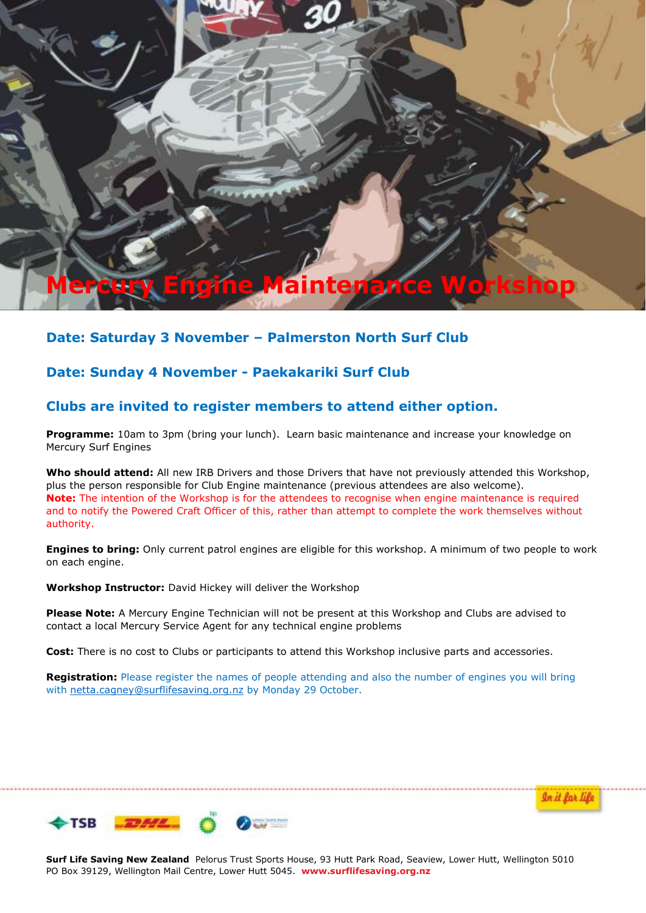# Mercury Engine Maintenance Workshop

## Date: Saturday 3 November – Palmerston North Surf Club

## Date: Sunday 4 November - Paekakariki Surf Club

## Clubs are invited to register members to attend either option.

**Programme:** 10am to 3pm (bring your lunch). Learn basic maintenance and increase your knowledge on Mercury Surf Engines

**Who should attend:** All new IRB Drivers and those Drivers that have not previously attended this Workshop, plus the person responsible for Club Engine maintenance (previous attendees are also welcome).
**Note:** The intention of the Workshop is for the attendees to recognise when engine maintenance is required and to notify the Powered Craft Officer of this, rather than attempt to complete the work themselves without authority.

**Engines to bring:** Only current patrol engines are eligible for this workshop. A minimum of two people to work on each engine.

**Workshop Instructor:** David Hickey will deliver the Workshop

**Please Note:** A Mercury Engine Technician will not be present at this Workshop and Clubs are advised to contact a local Mercury Service Agent for any technical engine problems

**Cost:** There is no cost to Clubs or participants to attend this Workshop inclusive parts and accessories.

**Registration:** Please register the names of people attending and also the number of engines you will bring with netta.cagney@surflifesaving.org.nz by Monday 29 October.

In it for life

**Surf Life Saving New Zealand** Pelorus Trust Sports House, 93 Hutt Park Road, Seaview, Lower Hutt, Wellington 5010
PO Box 39129, Wellington Mail Centre, Lower Hutt 5045. **www.surflifesaving.org.nz**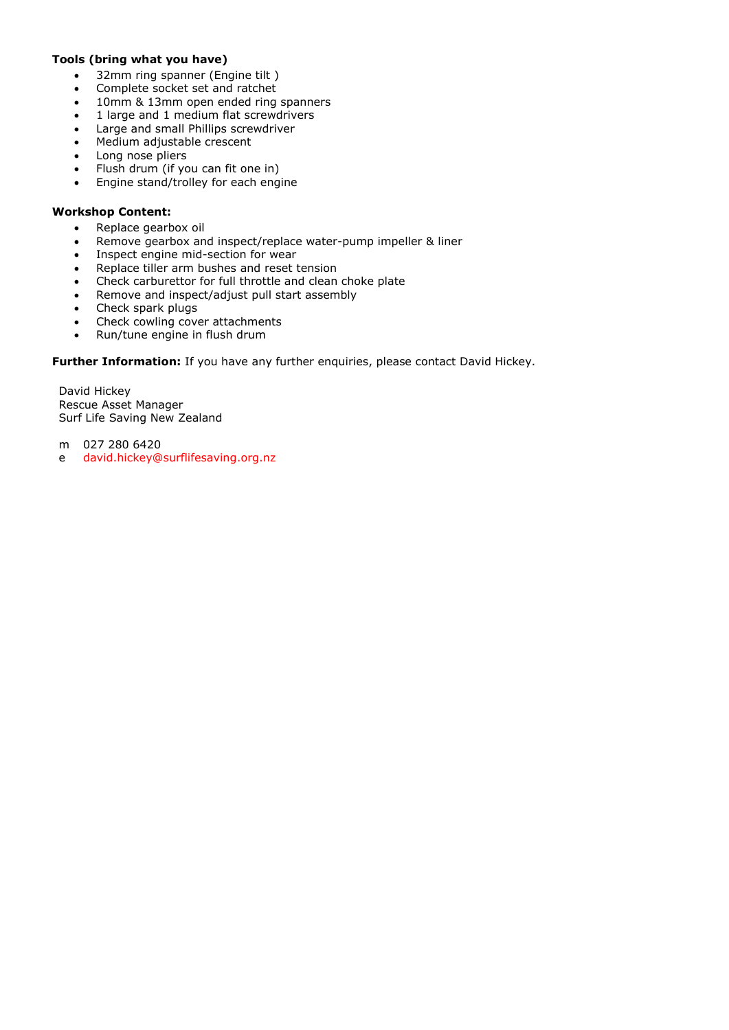**Tools (bring what you have)**

- 32mm ring spanner (Engine tilt )
- Complete socket set and ratchet
- 10mm & 13mm open ended ring spanners
- 1 large and 1 medium flat screwdrivers
- Large and small Phillips screwdriver
- Medium adjustable crescent
- Long nose pliers
- Flush drum (if you can fit one in)
- Engine stand/trolley for each engine

**Workshop Content:**

- Replace gearbox oil
- Remove gearbox and inspect/replace water-pump impeller & liner
- Inspect engine mid-section for wear
- Replace tiller arm bushes and reset tension
- Check carburettor for full throttle and clean choke plate
- Remove and inspect/adjust pull start assembly
- Check spark plugs
- Check cowling cover attachments
- Run/tune engine in flush drum

**Further Information:** If you have any further enquiries, please contact David Hickey.

David Hickey
Rescue Asset Manager
Surf Life Saving New Zealand

m 027 280 6420
e david.hickey@surflifesaving.org.nz